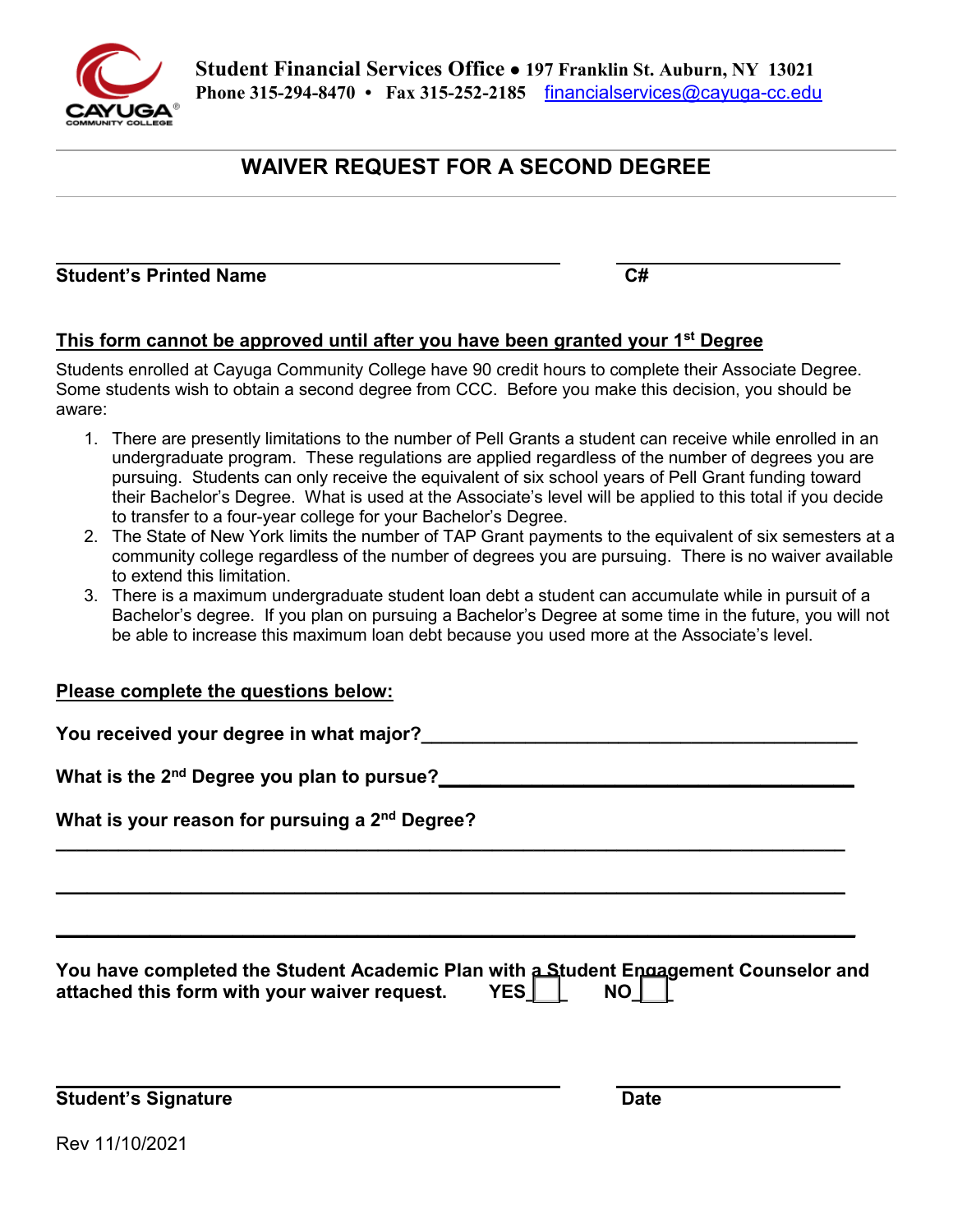**Student Financial Services Office • 197 Franklin St. Auburn, NY 13021**
**Phone 315-294-8470 • Fax 315-252-2185** financialservices@cayuga-cc.edu

# WAIVER REQUEST FOR A SECOND DEGREE

______________________________________________ ____________________
**Student's Printed Name** **C#**

**This form cannot be approved until after you have been granted your 1st Degree**

Students enrolled at Cayuga Community College have 90 credit hours to complete their Associate Degree. Some students wish to obtain a second degree from CCC. Before you make this decision, you should be aware:

1. There are presently limitations to the number of Pell Grants a student can receive while enrolled in an undergraduate program. These regulations are applied regardless of the number of degrees you are pursuing. Students can only receive the equivalent of six school years of Pell Grant funding toward their Bachelor's Degree. What is used at the Associate's level will be applied to this total if you decide to transfer to a four-year college for your Bachelor's Degree.
2. The State of New York limits the number of TAP Grant payments to the equivalent of six semesters at a community college regardless of the number of degrees you are pursuing. There is no waiver available to extend this limitation.
3. There is a maximum undergraduate student loan debt a student can accumulate while in pursuit of a Bachelor's degree. If you plan on pursuing a Bachelor's Degree at some time in the future, you will not be able to increase this maximum loan debt because you used more at the Associate's level.

**Please complete the questions below:**

**You received your degree in what major?**________________________________________

**What is the 2nd Degree you plan to pursue?**______________________________________

**What is your reason for pursuing a 2nd Degree?**

____________________________________________________________________________

____________________________________________________________________________

____________________________________________________________________________

**You have completed the Student Academic Plan with a Student Engagement Counselor and attached this form with your waiver request. YES ☐ NO ☐**

______________________________________________ ____________________
**Student's Signature** **Date**

Rev 11/10/2021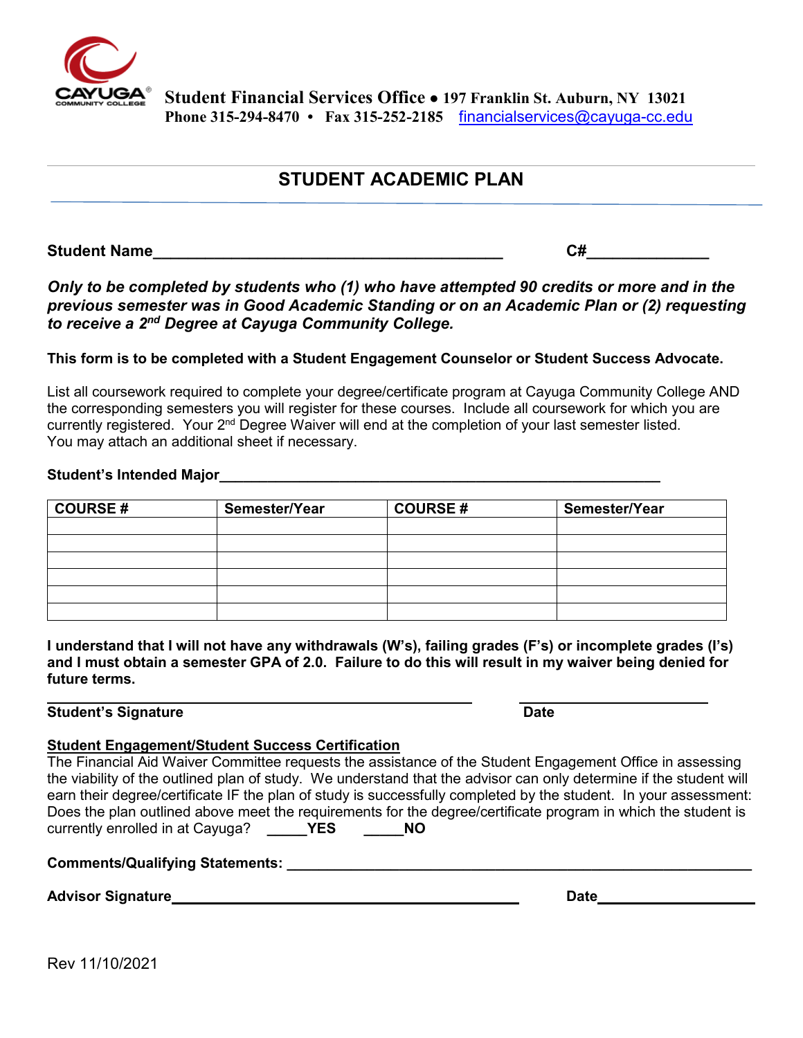**Student Financial Services Office** • 197 Franklin St. Auburn, NY 13021
Phone 315-294-8470 • Fax 315-252-2185 financialservices@cayuga-cc.edu

# STUDENT ACADEMIC PLAN

**Student Name**__________________________________________ **C#**______________

***Only to be completed by students who (1) who have attempted 90 credits or more and in the previous semester was in Good Academic Standing or on an Academic Plan or (2) requesting to receive a 2nd Degree at Cayuga Community College.***

**This form is to be completed with a Student Engagement Counselor or Student Success Advocate.**

List all coursework required to complete your degree/certificate program at Cayuga Community College AND the corresponding semesters you will register for these courses. Include all coursework for which you are currently registered. Your 2nd Degree Waiver will end at the completion of your last semester listed.
You may attach an additional sheet if necessary.

**Student's Intended Major**__________________________________________________________

| COURSE # | Semester/Year | COURSE # | Semester/Year |
|---|---|---|---|
| | | | |
| | | | |
| | | | |
| | | | |
| | | | |
| | | | |

**I understand that I will not have any withdrawals (W's), failing grades (F's) or incomplete grades (I's) and I must obtain a semester GPA of 2.0. Failure to do this will result in my waiver being denied for future terms.**

______________________________________________ ____________________
**Student's Signature** **Date**

**Student Engagement/Student Success Certification**
The Financial Aid Waiver Committee requests the assistance of the Student Engagement Office in assessing the viability of the outlined plan of study. We understand that the advisor can only determine if the student will earn their degree/certificate IF the plan of study is successfully completed by the student. In your assessment: Does the plan outlined above meet the requirements for the degree/certificate program in which the student is currently enrolled in at Cayuga? _____**YES** _____**NO**

**Comments/Qualifying Statements:** ____________________________________________________________

**Advisor Signature**______________________________________________ **Date**____________________

Rev 11/10/2021